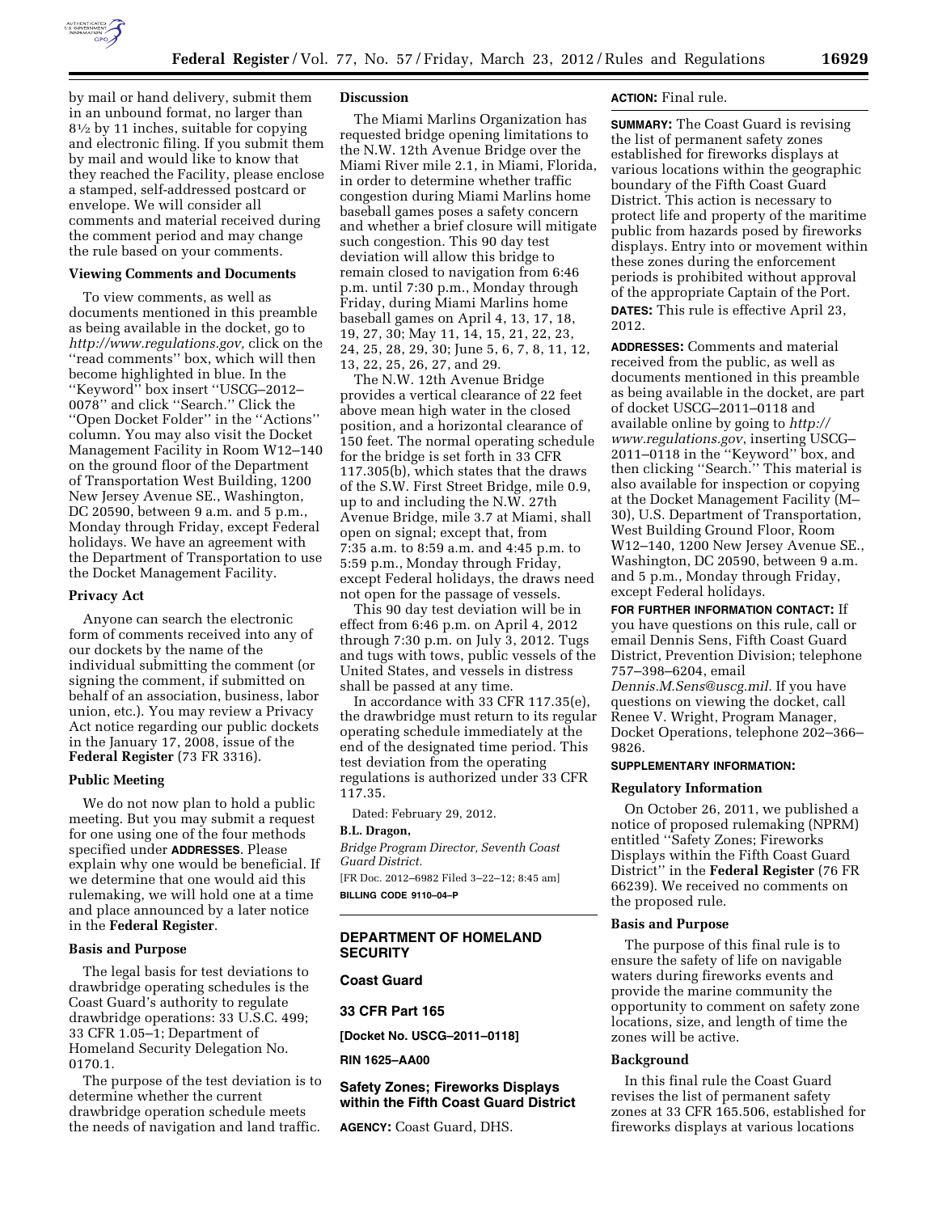by mail or hand delivery, submit them in an unbound format, no larger than 8½ by 11 inches, suitable for copying and electronic filing. If you submit them by mail and would like to know that they reached the Facility, please enclose a stamped, self-addressed postcard or envelope. We will consider all comments and material received during the comment period and may change the rule based on your comments.

### Viewing Comments and Documents

To view comments, as well as documents mentioned in this preamble as being available in the docket, go to *http://www.regulations.gov,* click on the ''read comments'' box, which will then become highlighted in blue. In the ''Keyword'' box insert ''USCG–2012–0078'' and click ''Search.'' Click the ''Open Docket Folder'' in the ''Actions'' column. You may also visit the Docket Management Facility in Room W12–140 on the ground floor of the Department of Transportation West Building, 1200 New Jersey Avenue SE., Washington, DC 20590, between 9 a.m. and 5 p.m., Monday through Friday, except Federal holidays. We have an agreement with the Department of Transportation to use the Docket Management Facility.

### Privacy Act

Anyone can search the electronic form of comments received into any of our dockets by the name of the individual submitting the comment (or signing the comment, if submitted on behalf of an association, business, labor union, etc.). You may review a Privacy Act notice regarding our public dockets in the January 17, 2008, issue of the **Federal Register** (73 FR 3316).

### Public Meeting

We do not now plan to hold a public meeting. But you may submit a request for one using one of the four methods specified under **ADDRESSES**. Please explain why one would be beneficial. If we determine that one would aid this rulemaking, we will hold one at a time and place announced by a later notice in the **Federal Register**.

### Basis and Purpose

The legal basis for test deviations to drawbridge operating schedules is the Coast Guard's authority to regulate drawbridge operations: 33 U.S.C. 499; 33 CFR 1.05–1; Department of Homeland Security Delegation No. 0170.1.

The purpose of the test deviation is to determine whether the current drawbridge operation schedule meets the needs of navigation and land traffic.

### Discussion

The Miami Marlins Organization has requested bridge opening limitations to the N.W. 12th Avenue Bridge over the Miami River mile 2.1, in Miami, Florida, in order to determine whether traffic congestion during Miami Marlins home baseball games poses a safety concern and whether a brief closure will mitigate such congestion. This 90 day test deviation will allow this bridge to remain closed to navigation from 6:46 p.m. until 7:30 p.m., Monday through Friday, during Miami Marlins home baseball games on April 4, 13, 17, 18, 19, 27, 30; May 11, 14, 15, 21, 22, 23, 24, 25, 28, 29, 30; June 5, 6, 7, 8, 11, 12, 13, 22, 25, 26, 27, and 29.

The N.W. 12th Avenue Bridge provides a vertical clearance of 22 feet above mean high water in the closed position, and a horizontal clearance of 150 feet. The normal operating schedule for the bridge is set forth in 33 CFR 117.305(b), which states that the draws of the S.W. First Street Bridge, mile 0.9, up to and including the N.W. 27th Avenue Bridge, mile 3.7 at Miami, shall open on signal; except that, from 7:35 a.m. to 8:59 a.m. and 4:45 p.m. to 5:59 p.m., Monday through Friday, except Federal holidays, the draws need not open for the passage of vessels.

This 90 day test deviation will be in effect from 6:46 p.m. on April 4, 2012 through 7:30 p.m. on July 3, 2012. Tugs and tugs with tows, public vessels of the United States, and vessels in distress shall be passed at any time.

In accordance with 33 CFR 117.35(e), the drawbridge must return to its regular operating schedule immediately at the end of the designated time period. This test deviation from the operating regulations is authorized under 33 CFR 117.35.

Dated: February 29, 2012.

**B.L. Dragon,**

*Bridge Program Director, Seventh Coast Guard District.*

[FR Doc. 2012–6982 Filed 3–22–12; 8:45 am]

**BILLING CODE 9110–04–P**

---

## DEPARTMENT OF HOMELAND SECURITY

## Coast Guard

## 33 CFR Part 165

**[Docket No. USCG–2011–0118]**

**RIN 1625–AA00**

## Safety Zones; Fireworks Displays within the Fifth Coast Guard District

**AGENCY:** Coast Guard, DHS.

**ACTION:** Final rule.

**SUMMARY:** The Coast Guard is revising the list of permanent safety zones established for fireworks displays at various locations within the geographic boundary of the Fifth Coast Guard District. This action is necessary to protect life and property of the maritime public from hazards posed by fireworks displays. Entry into or movement within these zones during the enforcement periods is prohibited without approval of the appropriate Captain of the Port.

**DATES:** This rule is effective April 23, 2012.

**ADDRESSES:** Comments and material received from the public, as well as documents mentioned in this preamble as being available in the docket, are part of docket USCG–2011–0118 and available online by going to *http://www.regulations.gov*, inserting USCG–2011–0118 in the ''Keyword'' box, and then clicking ''Search.'' This material is also available for inspection or copying at the Docket Management Facility (M–30), U.S. Department of Transportation, West Building Ground Floor, Room W12–140, 1200 New Jersey Avenue SE., Washington, DC 20590, between 9 a.m. and 5 p.m., Monday through Friday, except Federal holidays.

**FOR FURTHER INFORMATION CONTACT:** If you have questions on this rule, call or email Dennis Sens, Fifth Coast Guard District, Prevention Division; telephone 757–398–6204, email *Dennis.M.Sens@uscg.mil.* If you have questions on viewing the docket, call Renee V. Wright, Program Manager, Docket Operations, telephone 202–366–9826.

**SUPPLEMENTARY INFORMATION:**

### Regulatory Information

On October 26, 2011, we published a notice of proposed rulemaking (NPRM) entitled ''Safety Zones; Fireworks Displays within the Fifth Coast Guard District'' in the **Federal Register** (76 FR 66239). We received no comments on the proposed rule.

### Basis and Purpose

The purpose of this final rule is to ensure the safety of life on navigable waters during fireworks events and provide the marine community the opportunity to comment on safety zone locations, size, and length of time the zones will be active.

### Background

In this final rule the Coast Guard revises the list of permanent safety zones at 33 CFR 165.506, established for fireworks displays at various locations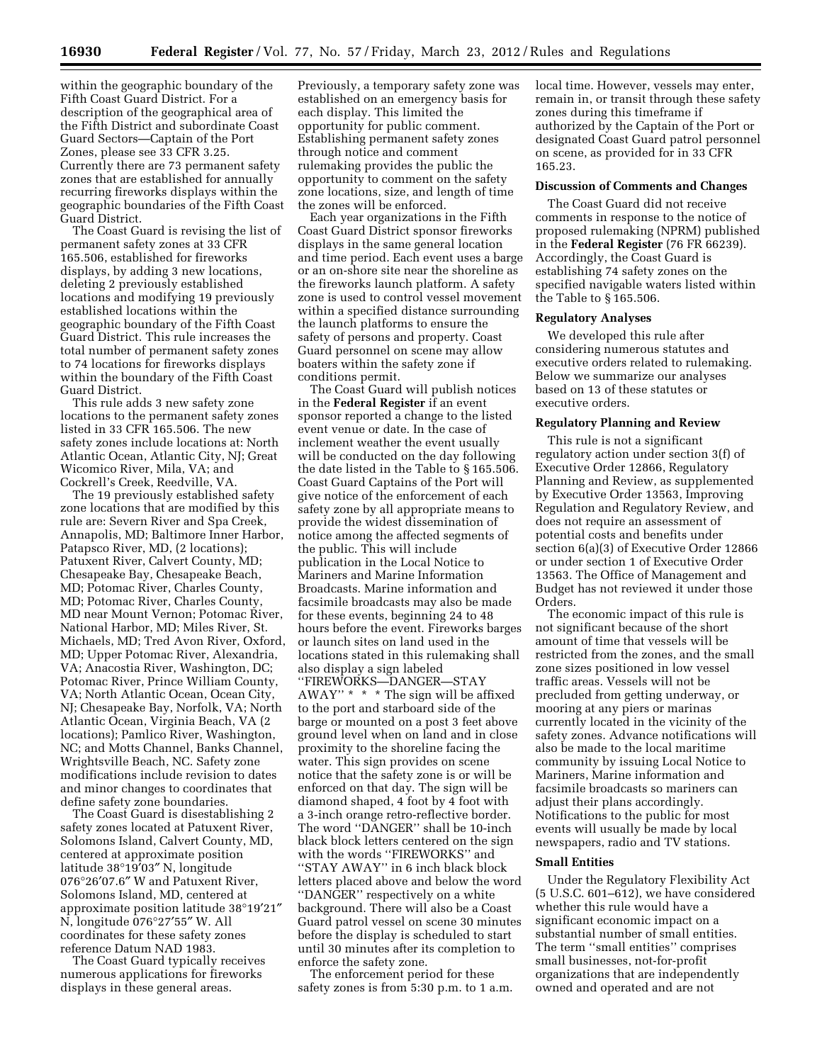within the geographic boundary of the Fifth Coast Guard District. For a description of the geographical area of the Fifth District and subordinate Coast Guard Sectors—Captain of the Port Zones, please see 33 CFR 3.25. Currently there are 73 permanent safety zones that are established for annually recurring fireworks displays within the geographic boundaries of the Fifth Coast Guard District.

The Coast Guard is revising the list of permanent safety zones at 33 CFR 165.506, established for fireworks displays, by adding 3 new locations, deleting 2 previously established locations and modifying 19 previously established locations within the geographic boundary of the Fifth Coast Guard District. This rule increases the total number of permanent safety zones to 74 locations for fireworks displays within the boundary of the Fifth Coast Guard District.

This rule adds 3 new safety zone locations to the permanent safety zones listed in 33 CFR 165.506. The new safety zones include locations at: North Atlantic Ocean, Atlantic City, NJ; Great Wicomico River, Mila, VA; and Cockrell's Creek, Reedville, VA.

The 19 previously established safety zone locations that are modified by this rule are: Severn River and Spa Creek, Annapolis, MD; Baltimore Inner Harbor, Patapsco River, MD, (2 locations); Patuxent River, Calvert County, MD; Chesapeake Bay, Chesapeake Beach, MD; Potomac River, Charles County, MD; Potomac River, Charles County, MD near Mount Vernon; Potomac River, National Harbor, MD; Miles River, St. Michaels, MD; Tred Avon River, Oxford, MD; Upper Potomac River, Alexandria, VA; Anacostia River, Washington, DC; Potomac River, Prince William County, VA; North Atlantic Ocean, Ocean City, NJ; Chesapeake Bay, Norfolk, VA; North Atlantic Ocean, Virginia Beach, VA (2 locations); Pamlico River, Washington, NC; and Motts Channel, Banks Channel, Wrightsville Beach, NC. Safety zone modifications include revision to dates and minor changes to coordinates that define safety zone boundaries.

The Coast Guard is disestablishing 2 safety zones located at Patuxent River, Solomons Island, Calvert County, MD, centered at approximate position latitude 38°19′03″ N, longitude 076°26′07.6″ W and Patuxent River, Solomons Island, MD, centered at approximate position latitude 38°19′21″ N, longitude 076°27′55″ W. All coordinates for these safety zones reference Datum NAD 1983.

The Coast Guard typically receives numerous applications for fireworks displays in these general areas. Previously, a temporary safety zone was established on an emergency basis for each display. This limited the opportunity for public comment. Establishing permanent safety zones through notice and comment rulemaking provides the public the opportunity to comment on the safety zone locations, size, and length of time the zones will be enforced.

Each year organizations in the Fifth Coast Guard District sponsor fireworks displays in the same general location and time period. Each event uses a barge or an on-shore site near the shoreline as the fireworks launch platform. A safety zone is used to control vessel movement within a specified distance surrounding the launch platforms to ensure the safety of persons and property. Coast Guard personnel on scene may allow boaters within the safety zone if conditions permit.

The Coast Guard will publish notices in the **Federal Register** if an event sponsor reported a change to the listed event venue or date. In the case of inclement weather the event usually will be conducted on the day following the date listed in the Table to § 165.506. Coast Guard Captains of the Port will give notice of the enforcement of each safety zone by all appropriate means to provide the widest dissemination of notice among the affected segments of the public. This will include publication in the Local Notice to Mariners and Marine Information Broadcasts. Marine information and facsimile broadcasts may also be made for these events, beginning 24 to 48 hours before the event. Fireworks barges or launch sites on land used in the locations stated in this rulemaking shall also display a sign labeled ''FIREWORKS—DANGER—STAY AWAY'' * * * The sign will be affixed to the port and starboard side of the barge or mounted on a post 3 feet above ground level when on land and in close proximity to the shoreline facing the water. This sign provides on scene notice that the safety zone is or will be enforced on that day. The sign will be diamond shaped, 4 foot by 4 foot with a 3-inch orange retro-reflective border. The word ''DANGER'' shall be 10-inch black block letters centered on the sign with the words ''FIREWORKS'' and ''STAY AWAY'' in 6 inch black block letters placed above and below the word ''DANGER'' respectively on a white background. There will also be a Coast Guard patrol vessel on scene 30 minutes before the display is scheduled to start until 30 minutes after its completion to enforce the safety zone.

The enforcement period for these safety zones is from 5:30 p.m. to 1 a.m. local time. However, vessels may enter, remain in, or transit through these safety zones during this timeframe if authorized by the Captain of the Port or designated Coast Guard patrol personnel on scene, as provided for in 33 CFR 165.23.

## Discussion of Comments and Changes

The Coast Guard did not receive comments in response to the notice of proposed rulemaking (NPRM) published in the **Federal Register** (76 FR 66239). Accordingly, the Coast Guard is establishing 74 safety zones on the specified navigable waters listed within the Table to § 165.506.

## Regulatory Analyses

We developed this rule after considering numerous statutes and executive orders related to rulemaking. Below we summarize our analyses based on 13 of these statutes or executive orders.

## Regulatory Planning and Review

This rule is not a significant regulatory action under section 3(f) of Executive Order 12866, Regulatory Planning and Review, as supplemented by Executive Order 13563, Improving Regulation and Regulatory Review, and does not require an assessment of potential costs and benefits under section 6(a)(3) of Executive Order 12866 or under section 1 of Executive Order 13563. The Office of Management and Budget has not reviewed it under those Orders.

The economic impact of this rule is not significant because of the short amount of time that vessels will be restricted from the zones, and the small zone sizes positioned in low vessel traffic areas. Vessels will not be precluded from getting underway, or mooring at any piers or marinas currently located in the vicinity of the safety zones. Advance notifications will also be made to the local maritime community by issuing Local Notice to Mariners, Marine information and facsimile broadcasts so mariners can adjust their plans accordingly. Notifications to the public for most events will usually be made by local newspapers, radio and TV stations.

## Small Entities

Under the Regulatory Flexibility Act (5 U.S.C. 601–612), we have considered whether this rule would have a significant economic impact on a substantial number of small entities. The term ''small entities'' comprises small businesses, not-for-profit organizations that are independently owned and operated and are not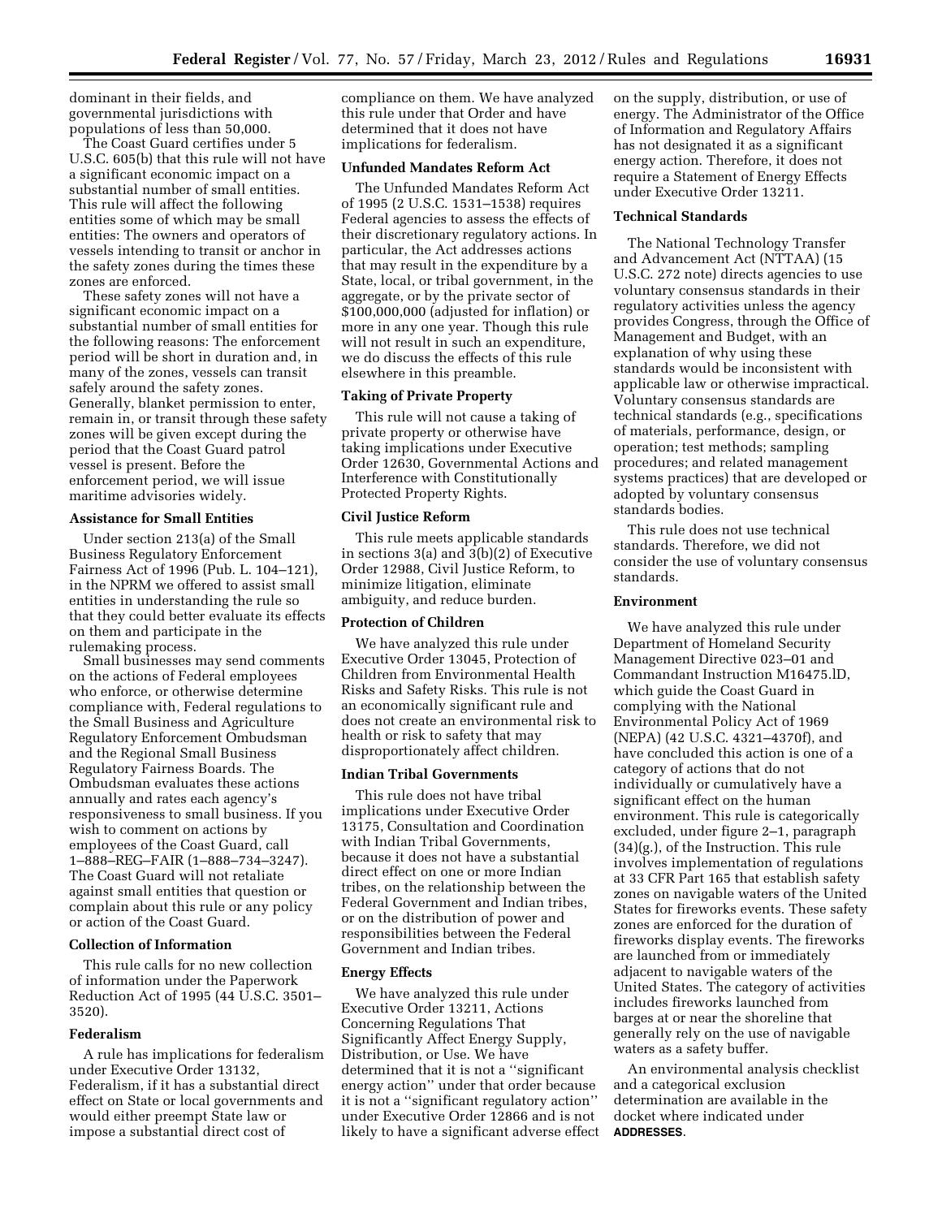dominant in their fields, and governmental jurisdictions with populations of less than 50,000.

The Coast Guard certifies under 5 U.S.C. 605(b) that this rule will not have a significant economic impact on a substantial number of small entities. This rule will affect the following entities some of which may be small entities: The owners and operators of vessels intending to transit or anchor in the safety zones during the times these zones are enforced.

These safety zones will not have a significant economic impact on a substantial number of small entities for the following reasons: The enforcement period will be short in duration and, in many of the zones, vessels can transit safely around the safety zones. Generally, blanket permission to enter, remain in, or transit through these safety zones will be given except during the period that the Coast Guard patrol vessel is present. Before the enforcement period, we will issue maritime advisories widely.

**Assistance for Small Entities**

Under section 213(a) of the Small Business Regulatory Enforcement Fairness Act of 1996 (Pub. L. 104–121), in the NPRM we offered to assist small entities in understanding the rule so that they could better evaluate its effects on them and participate in the rulemaking process.

Small businesses may send comments on the actions of Federal employees who enforce, or otherwise determine compliance with, Federal regulations to the Small Business and Agriculture Regulatory Enforcement Ombudsman and the Regional Small Business Regulatory Fairness Boards. The Ombudsman evaluates these actions annually and rates each agency's responsiveness to small business. If you wish to comment on actions by employees of the Coast Guard, call 1–888–REG–FAIR (1–888–734–3247). The Coast Guard will not retaliate against small entities that question or complain about this rule or any policy or action of the Coast Guard.

**Collection of Information**

This rule calls for no new collection of information under the Paperwork Reduction Act of 1995 (44 U.S.C. 3501–3520).

**Federalism**

A rule has implications for federalism under Executive Order 13132, Federalism, if it has a substantial direct effect on State or local governments and would either preempt State law or impose a substantial direct cost of compliance on them. We have analyzed this rule under that Order and have determined that it does not have implications for federalism.

**Unfunded Mandates Reform Act**

The Unfunded Mandates Reform Act of 1995 (2 U.S.C. 1531–1538) requires Federal agencies to assess the effects of their discretionary regulatory actions. In particular, the Act addresses actions that may result in the expenditure by a State, local, or tribal government, in the aggregate, or by the private sector of $100,000,000 (adjusted for inflation) or more in any one year. Though this rule will not result in such an expenditure, we do discuss the effects of this rule elsewhere in this preamble.

**Taking of Private Property**

This rule will not cause a taking of private property or otherwise have taking implications under Executive Order 12630, Governmental Actions and Interference with Constitutionally Protected Property Rights.

**Civil Justice Reform**

This rule meets applicable standards in sections 3(a) and 3(b)(2) of Executive Order 12988, Civil Justice Reform, to minimize litigation, eliminate ambiguity, and reduce burden.

**Protection of Children**

We have analyzed this rule under Executive Order 13045, Protection of Children from Environmental Health Risks and Safety Risks. This rule is not an economically significant rule and does not create an environmental risk to health or risk to safety that may disproportionately affect children.

**Indian Tribal Governments**

This rule does not have tribal implications under Executive Order 13175, Consultation and Coordination with Indian Tribal Governments, because it does not have a substantial direct effect on one or more Indian tribes, on the relationship between the Federal Government and Indian tribes, or on the distribution of power and responsibilities between the Federal Government and Indian tribes.

**Energy Effects**

We have analyzed this rule under Executive Order 13211, Actions Concerning Regulations That Significantly Affect Energy Supply, Distribution, or Use. We have determined that it is not a "significant energy action" under that order because it is not a "significant regulatory action" under Executive Order 12866 and is not likely to have a significant adverse effect on the supply, distribution, or use of energy. The Administrator of the Office of Information and Regulatory Affairs has not designated it as a significant energy action. Therefore, it does not require a Statement of Energy Effects under Executive Order 13211.

**Technical Standards**

The National Technology Transfer and Advancement Act (NTTAA) (15 U.S.C. 272 note) directs agencies to use voluntary consensus standards in their regulatory activities unless the agency provides Congress, through the Office of Management and Budget, with an explanation of why using these standards would be inconsistent with applicable law or otherwise impractical. Voluntary consensus standards are technical standards (e.g., specifications of materials, performance, design, or operation; test methods; sampling procedures; and related management systems practices) that are developed or adopted by voluntary consensus standards bodies.

This rule does not use technical standards. Therefore, we did not consider the use of voluntary consensus standards.

**Environment**

We have analyzed this rule under Department of Homeland Security Management Directive 023–01 and Commandant Instruction M16475.lD, which guide the Coast Guard in complying with the National Environmental Policy Act of 1969 (NEPA) (42 U.S.C. 4321–4370f), and have concluded this action is one of a category of actions that do not individually or cumulatively have a significant effect on the human environment. This rule is categorically excluded, under figure 2–1, paragraph (34)(g.), of the Instruction. This rule involves implementation of regulations at 33 CFR Part 165 that establish safety zones on navigable waters of the United States for fireworks events. These safety zones are enforced for the duration of fireworks display events. The fireworks are launched from or immediately adjacent to navigable waters of the United States. The category of activities includes fireworks launched from barges at or near the shoreline that generally rely on the use of navigable waters as a safety buffer.

An environmental analysis checklist and a categorical exclusion determination are available in the docket where indicated under **ADDRESSES**.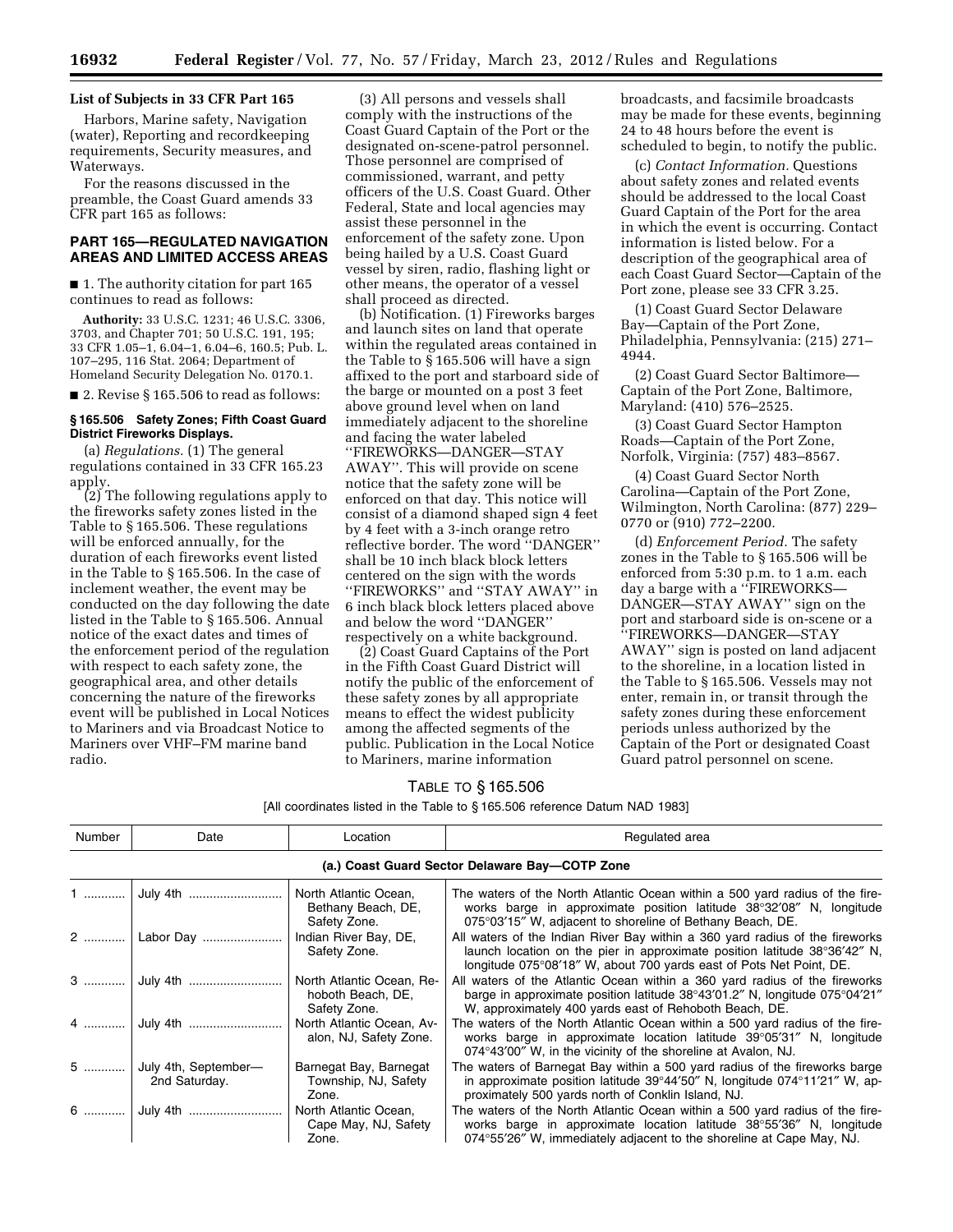**List of Subjects in 33 CFR Part 165**

Harbors, Marine safety, Navigation (water), Reporting and recordkeeping requirements, Security measures, and Waterways.

For the reasons discussed in the preamble, the Coast Guard amends 33 CFR part 165 as follows:

## PART 165—REGULATED NAVIGATION AREAS AND LIMITED ACCESS AREAS

■ 1. The authority citation for part 165 continues to read as follows:

**Authority:** 33 U.S.C. 1231; 46 U.S.C. 3306, 3703, and Chapter 701; 50 U.S.C. 191, 195; 33 CFR 1.05–1, 6.04–1, 6.04–6, 160.5; Pub. L. 107–295, 116 Stat. 2064; Department of Homeland Security Delegation No. 0170.1.

■ 2. Revise § 165.506 to read as follows:

### § 165.506 Safety Zones; Fifth Coast Guard District Fireworks Displays.

(a) *Regulations.* (1) The general regulations contained in 33 CFR 165.23 apply.

(2) The following regulations apply to the fireworks safety zones listed in the Table to § 165.506. These regulations will be enforced annually, for the duration of each fireworks event listed in the Table to § 165.506. In the case of inclement weather, the event may be conducted on the day following the date listed in the Table to § 165.506. Annual notice of the exact dates and times of the enforcement period of the regulation with respect to each safety zone, the geographical area, and other details concerning the nature of the fireworks event will be published in Local Notices to Mariners and via Broadcast Notice to Mariners over VHF–FM marine band radio.

(3) All persons and vessels shall comply with the instructions of the Coast Guard Captain of the Port or the designated on-scene-patrol personnel. Those personnel are comprised of commissioned, warrant, and petty officers of the U.S. Coast Guard. Other Federal, State and local agencies may assist these personnel in the enforcement of the safety zone. Upon being hailed by a U.S. Coast Guard vessel by siren, radio, flashing light or other means, the operator of a vessel shall proceed as directed.

(b) Notification. (1) Fireworks barges and launch sites on land that operate within the regulated areas contained in the Table to § 165.506 will have a sign affixed to the port and starboard side of the barge or mounted on a post 3 feet above ground level when on land immediately adjacent to the shoreline and facing the water labeled ''FIREWORKS—DANGER—STAY AWAY''. This will provide on scene notice that the safety zone will be enforced on that day. This notice will consist of a diamond shaped sign 4 feet by 4 feet with a 3-inch orange retro reflective border. The word ''DANGER'' shall be 10 inch black block letters centered on the sign with the words ''FIREWORKS'' and ''STAY AWAY'' in 6 inch black block letters placed above and below the word ''DANGER'' respectively on a white background.

(2) Coast Guard Captains of the Port in the Fifth Coast Guard District will notify the public of the enforcement of these safety zones by all appropriate means to effect the widest publicity among the affected segments of the public. Publication in the Local Notice to Mariners, marine information broadcasts, and facsimile broadcasts may be made for these events, beginning 24 to 48 hours before the event is scheduled to begin, to notify the public.

(c) *Contact Information.* Questions about safety zones and related events should be addressed to the local Coast Guard Captain of the Port for the area in which the event is occurring. Contact information is listed below. For a description of the geographical area of each Coast Guard Sector—Captain of the Port zone, please see 33 CFR 3.25.

(1) Coast Guard Sector Delaware Bay—Captain of the Port Zone, Philadelphia, Pennsylvania: (215) 271–4944.

(2) Coast Guard Sector Baltimore—Captain of the Port Zone, Baltimore, Maryland: (410) 576–2525.

(3) Coast Guard Sector Hampton Roads—Captain of the Port Zone, Norfolk, Virginia: (757) 483–8567.

(4) Coast Guard Sector North Carolina—Captain of the Port Zone, Wilmington, North Carolina: (877) 229–0770 or (910) 772–2200.

(d) *Enforcement Period.* The safety zones in the Table to § 165.506 will be enforced from 5:30 p.m. to 1 a.m. each day a barge with a ''FIREWORKS—DANGER—STAY AWAY'' sign on the port and starboard side is on-scene or a ''FIREWORKS—DANGER—STAY AWAY'' sign is posted on land adjacent to the shoreline, in a location listed in the Table to § 165.506. Vessels may not enter, remain in, or transit through the safety zones during these enforcement periods unless authorized by the Captain of the Port or designated Coast Guard patrol personnel on scene.

TABLE TO § 165.506

[All coordinates listed in the Table to § 165.506 reference Datum NAD 1983]

| Number | Date | Location | Regulated area |
|---|---|---|---|
| **(a.) Coast Guard Sector Delaware Bay—COTP Zone** | | | |
| 1 | July 4th | North Atlantic Ocean, Bethany Beach, DE, Safety Zone. | The waters of the North Atlantic Ocean within a 500 yard radius of the fireworks barge in approximate position latitude 38°32′08″ N, longitude 075°03′15″ W, adjacent to shoreline of Bethany Beach, DE. |
| 2 | Labor Day | Indian River Bay, DE, Safety Zone. | All waters of the Indian River Bay within a 360 yard radius of the fireworks launch location on the pier in approximate position latitude 38°36′42″ N, longitude 075°08′18″ W, about 700 yards east of Pots Net Point, DE. |
| 3 | July 4th | North Atlantic Ocean, Rehoboth Beach, DE, Safety Zone. | All waters of the Atlantic Ocean within a 360 yard radius of the fireworks barge in approximate position latitude 38°43′01.2″ N, longitude 075°04′21″ W, approximately 400 yards east of Rehoboth Beach, DE. |
| 4 | July 4th | North Atlantic Ocean, Avalon, NJ, Safety Zone. | The waters of the North Atlantic Ocean within a 500 yard radius of the fireworks barge in approximate location latitude 39°05′31″ N, longitude 074°43′00″ W, in the vicinity of the shoreline at Avalon, NJ. |
| 5 | July 4th, September—2nd Saturday. | Barnegat Bay, Barnegat Township, NJ, Safety Zone. | The waters of Barnegat Bay within a 500 yard radius of the fireworks barge in approximate position latitude 39°44′50″ N, longitude 074°11′21″ W, approximately 500 yards north of Conklin Island, NJ. |
| 6 | July 4th | North Atlantic Ocean, Cape May, NJ, Safety Zone. | The waters of the North Atlantic Ocean within a 500 yard radius of the fireworks barge in approximate location latitude 38°55′36″ N, longitude 074°55′26″ W, immediately adjacent to the shoreline at Cape May, NJ. |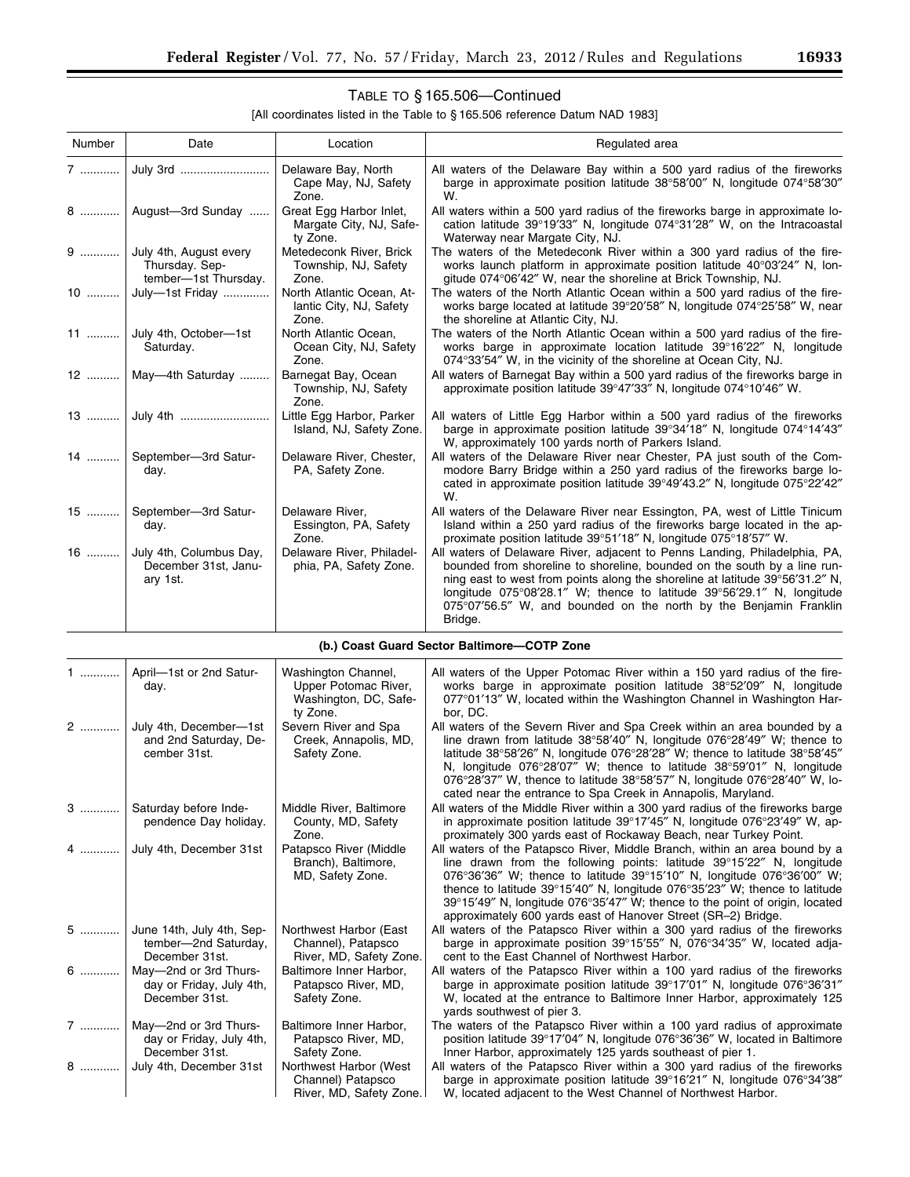## TABLE TO § 165.506—Continued

[All coordinates listed in the Table to § 165.506 reference Datum NAD 1983]

| Number | Date | Location | Regulated area |
|---|---|---|---|
| 7 | July 3rd | Delaware Bay, North Cape May, NJ, Safety Zone. | All waters of the Delaware Bay within a 500 yard radius of the fireworks barge in approximate position latitude 38°58′00″ N, longitude 074°58′30″ W. |
| 8 | August—3rd Sunday | Great Egg Harbor Inlet, Margate City, NJ, Safety Zone. | All waters within a 500 yard radius of the fireworks barge in approximate location latitude 39°19′33″ N, longitude 074°31′28″ W, on the Intracoastal Waterway near Margate City, NJ. |
| 9 | July 4th, August every Thursday. September—1st Thursday. | Metedeconk River, Brick Township, NJ, Safety Zone. | The waters of the Metedeconk River within a 300 yard radius of the fireworks launch platform in approximate position latitude 40°03′24″ N, longitude 074°06′42″ W, near the shoreline at Brick Township, NJ. |
| 10 | July—1st Friday | North Atlantic Ocean, Atlantic City, NJ, Safety Zone. | The waters of the North Atlantic Ocean within a 500 yard radius of the fireworks barge located at latitude 39°20′58″ N, longitude 074°25′58″ W, near the shoreline at Atlantic City, NJ. |
| 11 | July 4th, October—1st Saturday. | North Atlantic Ocean, Ocean City, NJ, Safety Zone. | The waters of the North Atlantic Ocean within a 500 yard radius of the fireworks barge in approximate location latitude 39°16′22″ N, longitude 074°33′54″ W, in the vicinity of the shoreline at Ocean City, NJ. |
| 12 | May—4th Saturday | Barnegat Bay, Ocean Township, NJ, Safety Zone. | All waters of Barnegat Bay within a 500 yard radius of the fireworks barge in approximate position latitude 39°47′33″ N, longitude 074°10′46″ W. |
| 13 | July 4th | Little Egg Harbor, Parker Island, NJ, Safety Zone. | All waters of Little Egg Harbor within a 500 yard radius of the fireworks barge in approximate position latitude 39°34′18″ N, longitude 074°14′43″ W, approximately 100 yards north of Parkers Island. |
| 14 | September—3rd Saturday. | Delaware River, Chester, PA, Safety Zone. | All waters of the Delaware River near Chester, PA just south of the Commodore Barry Bridge within a 250 yard radius of the fireworks barge located in approximate position latitude 39°49′43.2″ N, longitude 075°22′42″ W. |
| 15 | September—3rd Saturday. | Delaware River, Essington, PA, Safety Zone. | All waters of the Delaware River near Essington, PA, west of Little Tinicum Island within a 250 yard radius of the fireworks barge located in the approximate position latitude 39°51′18″ N, longitude 075°18′57″ W. |
| 16 | July 4th, Columbus Day, December 31st, January 1st. | Delaware River, Philadelphia, PA, Safety Zone. | All waters of Delaware River, adjacent to Penns Landing, Philadelphia, PA, bounded from shoreline to shoreline, bounded on the south by a line running east to west from points along the shoreline at latitude 39°56′31.2″ N, longitude 075°08′28.1″ W; thence to latitude 39°56′29.1″ N, longitude 075°07′56.5″ W, and bounded on the north by the Benjamin Franklin Bridge. |
| | | **(b.) Coast Guard Sector Baltimore—COTP Zone** | |
| 1 | April—1st or 2nd Saturday. | Washington Channel, Upper Potomac River, Washington, DC, Safety Zone. | All waters of the Upper Potomac River within a 150 yard radius of the fireworks barge in approximate position latitude 38°52′09″ N, longitude 077°01′13″ W, located within the Washington Channel in Washington Harbor, DC. |
| 2 | July 4th, December—1st and 2nd Saturday, December 31st. | Severn River and Spa Creek, Annapolis, MD, Safety Zone. | All waters of the Severn River and Spa Creek within an area bounded by a line drawn from latitude 38°58′40″ N, longitude 076°28′49″ W; thence to latitude 38°58′26″ N, longitude 076°28′28″ W; thence to latitude 38°58′45″ N, longitude 076°28′07″ W; thence to latitude 38°59′01″ N, longitude 076°28′37″ W, thence to latitude 38°58′57″ N, longitude 076°28′40″ W, located near the entrance to Spa Creek in Annapolis, Maryland. |
| 3 | Saturday before Independence Day holiday. | Middle River, Baltimore County, MD, Safety Zone. | All waters of the Middle River within a 300 yard radius of the fireworks barge in approximate position latitude 39°17′45″ N, longitude 076°23′49″ W, approximately 300 yards east of Rockaway Beach, near Turkey Point. |
| 4 | July 4th, December 31st | Patapsco River (Middle Branch), Baltimore, MD, Safety Zone. | All waters of the Patapsco River, Middle Branch, within an area bound by a line drawn from the following points: latitude 39°15′22″ N, longitude 076°36′36″ W; thence to latitude 39°15′10″ N, longitude 076°36′00″ W; thence to latitude 39°15′40″ N, longitude 076°35′23″ W; thence to latitude 39°15′49″ N, longitude 076°35′47″ W; thence to the point of origin, located approximately 600 yards east of Hanover Street (SR–2) Bridge. |
| 5 | June 14th, July 4th, September—2nd Saturday, December 31st. | Northwest Harbor (East Channel), Patapsco River, MD, Safety Zone. | All waters of the Patapsco River within a 300 yard radius of the fireworks barge in approximate position 39°15′55″ N, 076°34′35″ W, located adjacent to the East Channel of Northwest Harbor. |
| 6 | May—2nd or 3rd Thursday or Friday, July 4th, December 31st. | Baltimore Inner Harbor, Patapsco River, MD, Safety Zone. | All waters of the Patapsco River within a 100 yard radius of the fireworks barge in approximate position latitude 39°17′01″ N, longitude 076°36′31″ W, located at the entrance to Baltimore Inner Harbor, approximately 125 yards southwest of pier 3. |
| 7 | May—2nd or 3rd Thursday or Friday, July 4th, December 31st. | Baltimore Inner Harbor, Patapsco River, MD, Safety Zone. | The waters of the Patapsco River within a 100 yard radius of approximate position latitude 39°17′04″ N, longitude 076°36′36″ W, located in Baltimore Inner Harbor, approximately 125 yards southeast of pier 1. |
| 8 | July 4th, December 31st | Northwest Harbor (West Channel) Patapsco River, MD, Safety Zone. | All waters of the Patapsco River within a 300 yard radius of the fireworks barge in approximate position latitude 39°16′21″ N, longitude 076°34′38″ W, located adjacent to the West Channel of Northwest Harbor. |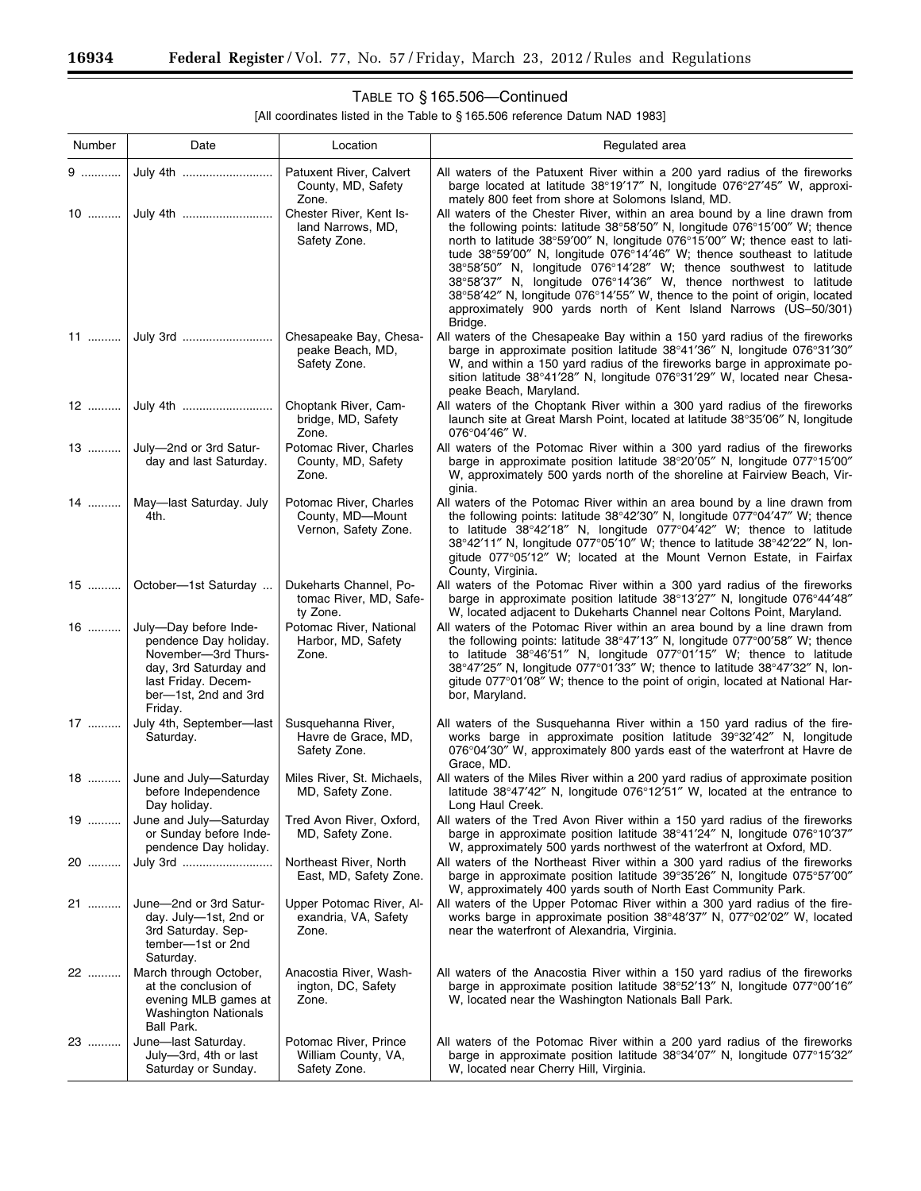## TABLE TO § 165.506—Continued

[All coordinates listed in the Table to § 165.506 reference Datum NAD 1983]

| Number | Date | Location | Regulated area |
| --- | --- | --- | --- |
| 9 ............ | July 4th .......................... | Patuxent River, Calvert County, MD, Safety Zone. | All waters of the Patuxent River within a 200 yard radius of the fireworks barge located at latitude 38°19′17″ N, longitude 076°27′45″ W, approximately 800 feet from shore at Solomons Island, MD. |
| 10 .......... | July 4th .......................... | Chester River, Kent Island Narrows, MD, Safety Zone. | All waters of the Chester River, within an area bound by a line drawn from the following points: latitude 38°58′50″ N, longitude 076°15′00″ W; thence north to latitude 38°59′00″ N, longitude 076°15′00″ W; thence east to latitude 38°59′00″ N, longitude 076°14′46″ W; thence southeast to latitude 38°58′50″ N, longitude 076°14′28″ W; thence southwest to latitude 38°58′37″ N, longitude 076°14′36″ W, thence northwest to latitude 38°58′42″ N, longitude 076°14′55″ W, thence to the point of origin, located approximately 900 yards north of Kent Island Narrows (US–50/301) Bridge. |
| 11 .......... | July 3rd .......................... | Chesapeake Bay, Chesapeake Beach, MD, Safety Zone. | All waters of the Chesapeake Bay within a 150 yard radius of the fireworks barge in approximate position latitude 38°41′36″ N, longitude 076°31′30″ W, and within a 150 yard radius of the fireworks barge in approximate position latitude 38°41′28″ N, longitude 076°31′29″ W, located near Chesapeake Beach, Maryland. |
| 12 .......... | July 4th .......................... | Choptank River, Cambridge, MD, Safety Zone. | All waters of the Choptank River within a 300 yard radius of the fireworks launch site at Great Marsh Point, located at latitude 38°35′06″ N, longitude 076°04′46″ W. |
| 13 .......... | July—2nd or 3rd Saturday and last Saturday. | Potomac River, Charles County, MD, Safety Zone. | All waters of the Potomac River within a 300 yard radius of the fireworks barge in approximate position latitude 38°20′05″ N, longitude 077°15′00″ W, approximately 500 yards north of the shoreline at Fairview Beach, Virginia. |
| 14 .......... | May—last Saturday. July 4th. | Potomac River, Charles County, MD—Mount Vernon, Safety Zone. | All waters of the Potomac River within an area bound by a line drawn from the following points: latitude 38°42′30″ N, longitude 077°04′47″ W; thence to latitude 38°42′18″ N, longitude 077°04′42″ W; thence to latitude 38°42′11″ N, longitude 077°05′10″ W; thence to latitude 38°42′22″ N, longitude 077°05′12″ W; located at the Mount Vernon Estate, in Fairfax County, Virginia. |
| 15 .......... | October—1st Saturday ... | Dukeharts Channel, Potomac River, MD, Safety Zone. | All waters of the Potomac River within a 300 yard radius of the fireworks barge in approximate position latitude 38°13′27″ N, longitude 076°44′48″ W, located adjacent to Dukeharts Channel near Coltons Point, Maryland. |
| 16 .......... | July—Day before Independence Day holiday. November—3rd Thursday, 3rd Saturday and last Friday. December—1st, 2nd and 3rd Friday. | Potomac River, National Harbor, MD, Safety Zone. | All waters of the Potomac River within an area bound by a line drawn from the following points: latitude 38°47′13″ N, longitude 077°00′58″ W; thence to latitude 38°46′51″ N, longitude 077°01′15″ W; thence to latitude 38°47′25″ N, longitude 077°01′33″ W; thence to latitude 38°47′32″ N, longitude 077°01′08″ W; thence to the point of origin, located at National Harbor, Maryland. |
| 17 .......... | July 4th, September—last Saturday. | Susquehanna River, Havre de Grace, MD, Safety Zone. | All waters of the Susquehanna River within a 150 yard radius of the fireworks barge in approximate position latitude 39°32′42″ N, longitude 076°04′30″ W, approximately 800 yards east of the waterfront at Havre de Grace, MD. |
| 18 .......... | June and July—Saturday before Independence Day holiday. | Miles River, St. Michaels, MD, Safety Zone. | All waters of the Miles River within a 200 yard radius of approximate position latitude 38°47′42″ N, longitude 076°12′51″ W, located at the entrance to Long Haul Creek. |
| 19 .......... | June and July—Saturday or Sunday before Independence Day holiday. | Tred Avon River, Oxford, MD, Safety Zone. | All waters of the Tred Avon River within a 150 yard radius of the fireworks barge in approximate position latitude 38°41′24″ N, longitude 076°10′37″ W, approximately 500 yards northwest of the waterfront at Oxford, MD. |
| 20 .......... | July 3rd .......................... | Northeast River, North East, MD, Safety Zone. | All waters of the Northeast River within a 300 yard radius of the fireworks barge in approximate position latitude 39°35′26″ N, longitude 075°57′00″ W, approximately 400 yards south of North East Community Park. |
| 21 .......... | June—2nd or 3rd Saturday. July—1st, 2nd or 3rd Saturday. September—1st or 2nd Saturday. | Upper Potomac River, Alexandria, VA, Safety Zone. | All waters of the Upper Potomac River within a 300 yard radius of the fireworks barge in approximate position 38°48′37″ N, 077°02′02″ W, located near the waterfront of Alexandria, Virginia. |
| 22 .......... | March through October, at the conclusion of evening MLB games at Washington Nationals Ball Park. | Anacostia River, Washington, DC, Safety Zone. | All waters of the Anacostia River within a 150 yard radius of the fireworks barge in approximate position latitude 38°52′13″ N, longitude 077°00′16″ W, located near the Washington Nationals Ball Park. |
| 23 .......... | June—last Saturday. July—3rd, 4th or last Saturday or Sunday. | Potomac River, Prince William County, VA, Safety Zone. | All waters of the Potomac River within a 200 yard radius of the fireworks barge in approximate position latitude 38°34′07″ N, longitude 077°15′32″ W, located near Cherry Hill, Virginia. |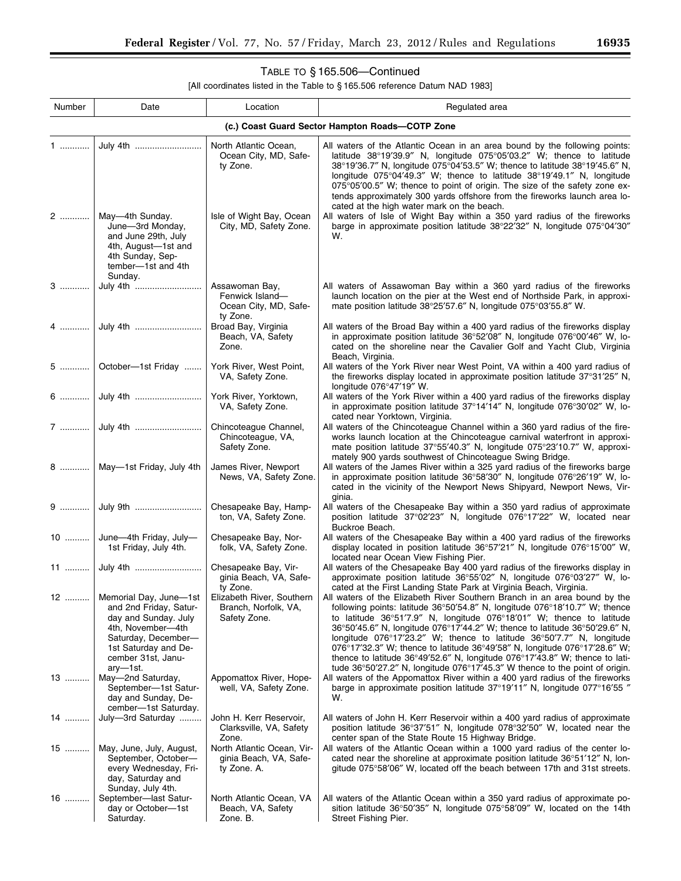## TABLE TO § 165.506—Continued

[All coordinates listed in the Table to § 165.506 reference Datum NAD 1983]

| Number | Date | Location | Regulated area |
|---|---|---|---|
| | | **(c.) Coast Guard Sector Hampton Roads—COTP Zone** | |
| 1 ............ | July 4th .......................... | North Atlantic Ocean, Ocean City, MD, Safety Zone. | All waters of the Atlantic Ocean in an area bound by the following points: latitude 38°19′39.9″ N, longitude 075°05′03.2″ W; thence to latitude 38°19′36.7″ N, longitude 075°04′53.5″ W; thence to latitude 38°19′45.6″ N, longitude 075°04′49.3″ W; thence to latitude 38°19′49.1″ N, longitude 075°05′00.5″ W; thence to point of origin. The size of the safety zone extends approximately 300 yards offshore from the fireworks launch area located at the high water mark on the beach. |
| 2 ............ | May—4th Sunday. June—3rd Monday, and June 29th, July 4th, August—1st and 4th Sunday, September—1st and 4th Sunday. | Isle of Wight Bay, Ocean City, MD, Safety Zone. | All waters of Isle of Wight Bay within a 350 yard radius of the fireworks barge in approximate position latitude 38°22′32″ N, longitude 075°04′30″ W. |
| 3 ............ | July 4th .......................... | Assawoman Bay, Fenwick Island—Ocean City, MD, Safety Zone. | All waters of Assawoman Bay within a 360 yard radius of the fireworks launch location on the pier at the West end of Northside Park, in approximate position latitude 38°25′57.6″ N, longitude 075°03′55.8″ W. |
| 4 ............ | July 4th .......................... | Broad Bay, Virginia Beach, VA, Safety Zone. | All waters of the Broad Bay within a 400 yard radius of the fireworks display in approximate position latitude 36°52′08″ N, longitude 076°00′46″ W, located on the shoreline near the Cavalier Golf and Yacht Club, Virginia Beach, Virginia. |
| 5 ............ | October—1st Friday ....... | York River, West Point, VA, Safety Zone. | All waters of the York River near West Point, VA within a 400 yard radius of the fireworks display located in approximate position latitude 37°31′25″ N, longitude 076°47′19″ W. |
| 6 ............ | July 4th .......................... | York River, Yorktown, VA, Safety Zone. | All waters of the York River within a 400 yard radius of the fireworks display in approximate position latitude 37°14′14″ N, longitude 076°30′02″ W, located near Yorktown, Virginia. |
| 7 ............ | July 4th .......................... | Chincoteague Channel, Chincoteague, VA, Safety Zone. | All waters of the Chincoteague Channel within a 360 yard radius of the fireworks launch location at the Chincoteague carnival waterfront in approximate position latitude 37°55′40.3″ N, longitude 075°23′10.7″ W, approximately 900 yards southwest of Chincoteague Swing Bridge. |
| 8 ............ | May—1st Friday, July 4th | James River, Newport News, VA, Safety Zone. | All waters of the James River within a 325 yard radius of the fireworks barge in approximate position latitude 36°58′30″ N, longitude 076°26′19″ W, located in the vicinity of the Newport News Shipyard, Newport News, Virginia. |
| 9 ............ | July 9th .......................... | Chesapeake Bay, Hampton, VA, Safety Zone. | All waters of the Chesapeake Bay within a 350 yard radius of approximate position latitude 37°02′23″ N, longitude 076°17′22″ W, located near Buckroe Beach. |
| 10 .......... | June—4th Friday, July—1st Friday, July 4th. | Chesapeake Bay, Norfolk, VA, Safety Zone. | All waters of the Chesapeake Bay within a 400 yard radius of the fireworks display located in position latitude 36°57′21″ N, longitude 076°15′00″ W, located near Ocean View Fishing Pier. |
| 11 .......... | July 4th .......................... | Chesapeake Bay, Virginia Beach, VA, Safety Zone. | All waters of the Chesapeake Bay 400 yard radius of the fireworks display in approximate position latitude 36°55′02″ N, longitude 076°03′27″ W, located at the First Landing State Park at Virginia Beach, Virginia. |
| 12 .......... | Memorial Day, June—1st and 2nd Friday, Saturday and Sunday. July 4th, November—4th Saturday, December—1st Saturday and December 31st, January—1st. | Elizabeth River, Southern Branch, Norfolk, VA, Safety Zone. | All waters of the Elizabeth River Southern Branch in an area bound by the following points: latitude 36°50′54.8″ N, longitude 076°18′10.7″ W; thence to latitude 36°51′7.9″ N, longitude 076°18′01″ W; thence to latitude 36°50′45.6″ N, longitude 076°17′44.2″ W; thence to latitude 36°50′29.6″ N, longitude 076°17′23.2″ W; thence to latitude 36°50′7.7″ N, longitude 076°17′32.3″ W; thence to latitude 36°49′58″ N, longitude 076°17′28.6″ W; thence to latitude 36°49′52.6″ N, longitude 076°17′43.8″ W; thence to latitude 36°50′27.2″ N, longitude 076°17′45.3″ W thence to the point of origin. |
| 13 .......... | May—2nd Saturday, September—1st Saturday and Sunday, December—1st Saturday. | Appomattox River, Hopewell, VA, Safety Zone. | All waters of the Appomattox River within a 400 yard radius of the fireworks barge in approximate position latitude 37°19′11″ N, longitude 077°16′55 ″ W. |
| 14 .......... | July—3rd Saturday ......... | John H. Kerr Reservoir, Clarksville, VA, Safety Zone. | All waters of John H. Kerr Reservoir within a 400 yard radius of approximate position latitude 36°37′51″ N, longitude 078°32′50″ W, located near the center span of the State Route 15 Highway Bridge. |
| 15 .......... | May, June, July, August, September, October—every Wednesday, Friday, Saturday and Sunday, July 4th. | North Atlantic Ocean, Virginia Beach, VA, Safety Zone. A. | All waters of the Atlantic Ocean within a 1000 yard radius of the center located near the shoreline at approximate position latitude 36°51′12″ N, longitude 075°58′06″ W, located off the beach between 17th and 31st streets. |
| 16 .......... | September—last Saturday or October—1st Saturday. | North Atlantic Ocean, VA Beach, VA, Safety Zone. B. | All waters of the Atlantic Ocean within a 350 yard radius of approximate position latitude 36°50′35″ N, longitude 075°58′09″ W, located on the 14th Street Fishing Pier. |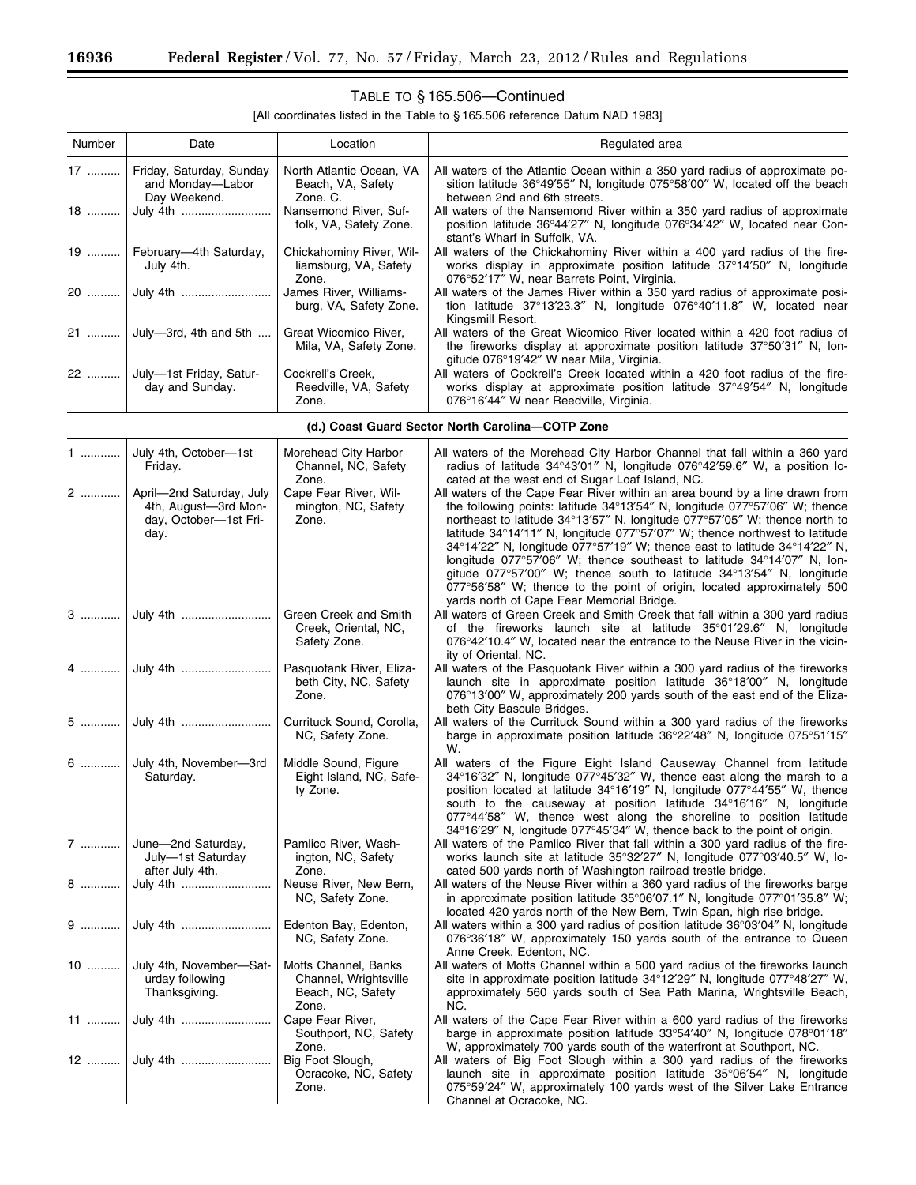## TABLE TO § 165.506—Continued

[All coordinates listed in the Table to § 165.506 reference Datum NAD 1983]

| Number | Date | Location | Regulated area |
|---|---|---|---|
| 17 | Friday, Saturday, Sunday and Monday—Labor Day Weekend. | North Atlantic Ocean, VA Beach, VA, Safety Zone. C. | All waters of the Atlantic Ocean within a 350 yard radius of approximate position latitude 36°49′55″ N, longitude 075°58′00″ W, located off the beach between 2nd and 6th streets. |
| 18 | July 4th | Nansemond River, Suffolk, VA, Safety Zone. | All waters of the Nansemond River within a 350 yard radius of approximate position latitude 36°44′27″ N, longitude 076°34′42″ W, located near Constant's Wharf in Suffolk, VA. |
| 19 | February—4th Saturday, July 4th. | Chickahominy River, Williamsburg, VA, Safety Zone. | All waters of the Chickahominy River within a 400 yard radius of the fireworks display in approximate position latitude 37°14′50″ N, longitude 076°52′17″ W, near Barrets Point, Virginia. |
| 20 | July 4th | James River, Williamsburg, VA, Safety Zone. | All waters of the James River within a 350 yard radius of approximate position latitude 37°13′23.3″ N, longitude 076°40′11.8″ W, located near Kingsmill Resort. |
| 21 | July—3rd, 4th and 5th | Great Wicomico River, Mila, VA, Safety Zone. | All waters of the Great Wicomico River located within a 420 foot radius of the fireworks display at approximate position latitude 37°50′31″ N, longitude 076°19′42″ W near Mila, Virginia. |
| 22 | July—1st Friday, Saturday and Sunday. | Cockrell's Creek, Reedville, VA, Safety Zone. | All waters of Cockrell's Creek located within a 420 foot radius of the fireworks display at approximate position latitude 37°49′54″ N, longitude 076°16′44″ W near Reedville, Virginia. |
| | | **(d.) Coast Guard Sector North Carolina—COTP Zone** | |
| 1 | July 4th, October—1st Friday. | Morehead City Harbor Channel, NC, Safety Zone. | All waters of the Morehead City Harbor Channel that fall within a 360 yard radius of latitude 34°43′01″ N, longitude 076°42′59.6″ W, a position located at the west end of Sugar Loaf Island, NC. |
| 2 | April—2nd Saturday, July 4th, August—3rd Monday, October—1st Friday. | Cape Fear River, Wilmington, NC, Safety Zone. | All waters of the Cape Fear River within an area bound by a line drawn from the following points: latitude 34°13′54″ N, longitude 077°57′06″ W; thence northeast to latitude 34°13′57″ N, longitude 077°57′05″ W; thence north to latitude 34°14′11″ N, longitude 077°57′07″ W; thence northwest to latitude 34°14′22″ N, longitude 077°57′19″ W; thence east to latitude 34°14′22″ N, longitude 077°57′06″ W; thence southeast to latitude 34°14′07″ N, longitude 077°57′00″ W; thence south to latitude 34°13′54″ N, longitude 077°56′58″ W; thence to the point of origin, located approximately 500 yards north of Cape Fear Memorial Bridge. |
| 3 | July 4th | Green Creek and Smith Creek, Oriental, NC, Safety Zone. | All waters of Green Creek and Smith Creek that fall within a 300 yard radius of the fireworks launch site at latitude 35°01′29.6″ N, longitude 076°42′10.4″ W, located near the entrance to the Neuse River in the vicinity of Oriental, NC. |
| 4 | July 4th | Pasquotank River, Elizabeth City, NC, Safety Zone. | All waters of the Pasquotank River within a 300 yard radius of the fireworks launch site in approximate position latitude 36°18′00″ N, longitude 076°13′00″ W, approximately 200 yards south of the east end of the Elizabeth City Bascule Bridges. |
| 5 | July 4th | Currituck Sound, Corolla, NC, Safety Zone. | All waters of the Currituck Sound within a 300 yard radius of the fireworks barge in approximate position latitude 36°22′48″ N, longitude 075°51′15″ W. |
| 6 | July 4th, November—3rd Saturday. | Middle Sound, Figure Eight Island, NC, Safety Zone. | All waters of the Figure Eight Island Causeway Channel from latitude 34°16′32″ N, longitude 077°45′32″ W, thence east along the marsh to a position located at latitude 34°16′19″ N, longitude 077°44′55″ W, thence south to the causeway at position latitude 34°16′16″ N, longitude 077°44′58″ W, thence west along the shoreline to position latitude 34°16′29″ N, longitude 077°45′34″ W, thence back to the point of origin. |
| 7 | June—2nd Saturday, July—1st Saturday after July 4th. | Pamlico River, Washington, NC, Safety Zone. | All waters of the Pamlico River that fall within a 300 yard radius of the fireworks launch site at latitude 35°32′27″ N, longitude 077°03′40.5″ W, located 500 yards north of Washington railroad trestle bridge. |
| 8 | July 4th | Neuse River, New Bern, NC, Safety Zone. | All waters of the Neuse River within a 360 yard radius of the fireworks barge in approximate position latitude 35°06′07.1″ N, longitude 077°01′35.8″ W; located 420 yards north of the New Bern, Twin Span, high rise bridge. |
| 9 | July 4th | Edenton Bay, Edenton, NC, Safety Zone. | All waters within a 300 yard radius of position latitude 36°03′04″ N, longitude 076°36′18″ W, approximately 150 yards south of the entrance to Queen Anne Creek, Edenton, NC. |
| 10 | July 4th, November—Saturday following Thanksgiving. | Motts Channel, Banks Channel, Wrightsville Beach, NC, Safety Zone. | All waters of Motts Channel within a 500 yard radius of the fireworks launch site in approximate position latitude 34°12′29″ N, longitude 077°48′27″ W, approximately 560 yards south of Sea Path Marina, Wrightsville Beach, NC. |
| 11 | July 4th | Cape Fear River, Southport, NC, Safety Zone. | All waters of the Cape Fear River within a 600 yard radius of the fireworks barge in approximate position latitude 33°54′40″ N, longitude 078°01′18″ W, approximately 700 yards south of the waterfront at Southport, NC. |
| 12 | July 4th | Big Foot Slough, Ocracoke, NC, Safety Zone. | All waters of Big Foot Slough within a 300 yard radius of the fireworks launch site in approximate position latitude 35°06′54″ N, longitude 075°59′24″ W, approximately 100 yards west of the Silver Lake Entrance Channel at Ocracoke, NC. |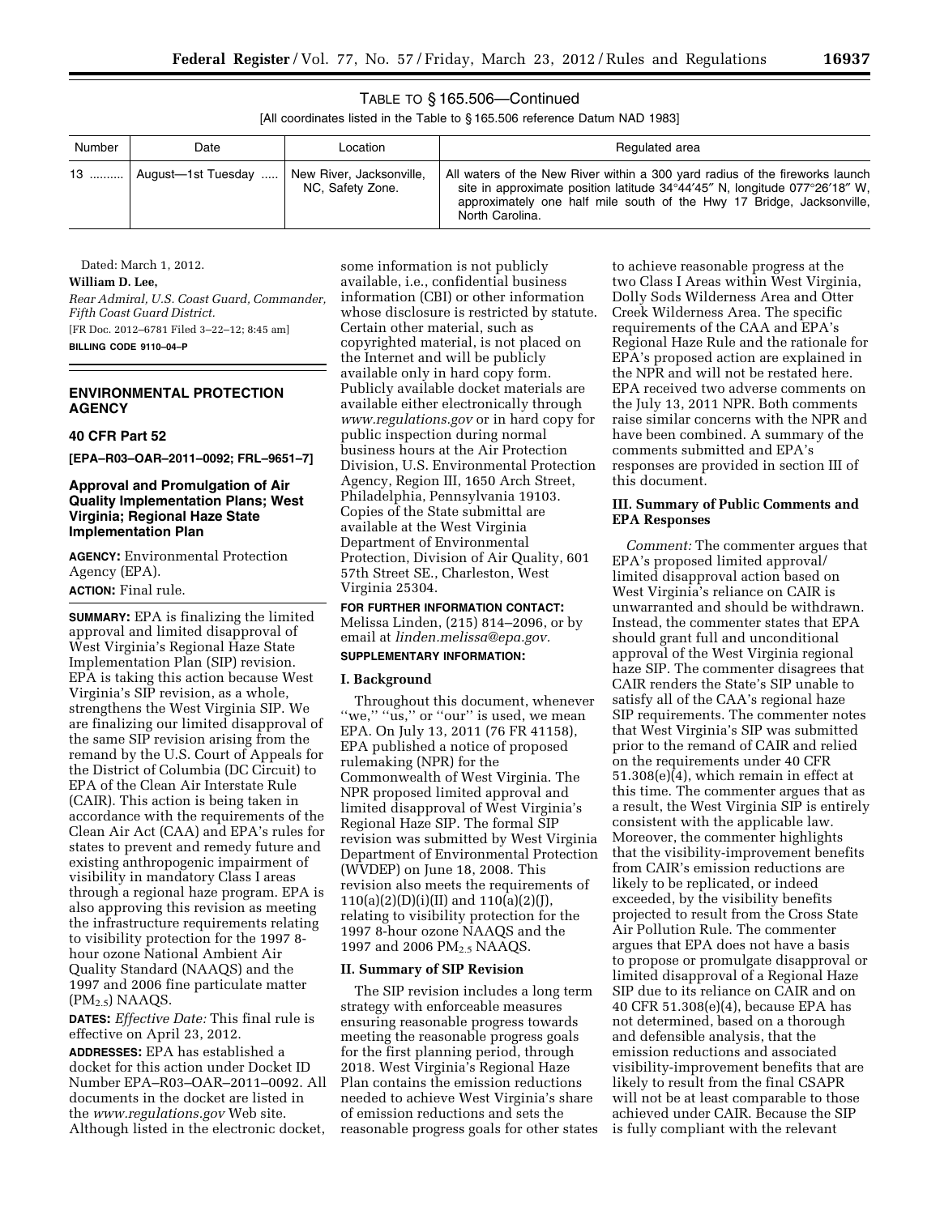TABLE TO § 165.506—Continued

[All coordinates listed in the Table to § 165.506 reference Datum NAD 1983]

| Number | Date | Location | Regulated area |
|---|---|---|---|
| 13 .......... | August—1st Tuesday ..... | New River, Jacksonville, NC, Safety Zone. | All waters of the New River within a 300 yard radius of the fireworks launch site in approximate position latitude 34°44′45″ N, longitude 077°26′18″ W, approximately one half mile south of the Hwy 17 Bridge, Jacksonville, North Carolina. |

Dated: March 1, 2012.

**William D. Lee,**

*Rear Admiral, U.S. Coast Guard, Commander, Fifth Coast Guard District.*

[FR Doc. 2012–6781 Filed 3–22–12; 8:45 am]

**BILLING CODE 9110–04–P**

## ENVIRONMENTAL PROTECTION AGENCY

### 40 CFR Part 52

**[EPA–R03–OAR–2011–0092; FRL–9651–7]**

### Approval and Promulgation of Air Quality Implementation Plans; West Virginia; Regional Haze State Implementation Plan

**AGENCY:** Environmental Protection Agency (EPA).

**ACTION:** Final rule.

**SUMMARY:** EPA is finalizing the limited approval and limited disapproval of West Virginia's Regional Haze State Implementation Plan (SIP) revision. EPA is taking this action because West Virginia's SIP revision, as a whole, strengthens the West Virginia SIP. We are finalizing our limited disapproval of the same SIP revision arising from the remand by the U.S. Court of Appeals for the District of Columbia (DC Circuit) to EPA of the Clean Air Interstate Rule (CAIR). This action is being taken in accordance with the requirements of the Clean Air Act (CAA) and EPA's rules for states to prevent and remedy future and existing anthropogenic impairment of visibility in mandatory Class I areas through a regional haze program. EPA is also approving this revision as meeting the infrastructure requirements relating to visibility protection for the 1997 8-hour ozone National Ambient Air Quality Standard (NAAQS) and the 1997 and 2006 fine particulate matter ($PM_{2.5}$) NAAQS.

**DATES:** *Effective Date:* This final rule is effective on April 23, 2012.

**ADDRESSES:** EPA has established a docket for this action under Docket ID Number EPA–R03–OAR–2011–0092. All documents in the docket are listed in the *www.regulations.gov* Web site. Although listed in the electronic docket, some information is not publicly available, i.e., confidential business information (CBI) or other information whose disclosure is restricted by statute. Certain other material, such as copyrighted material, is not placed on the Internet and will be publicly available only in hard copy form. Publicly available docket materials are available either electronically through *www.regulations.gov* or in hard copy for public inspection during normal business hours at the Air Protection Division, U.S. Environmental Protection Agency, Region III, 1650 Arch Street, Philadelphia, Pennsylvania 19103. Copies of the State submittal are available at the West Virginia Department of Environmental Protection, Division of Air Quality, 601 57th Street SE., Charleston, West Virginia 25304.

**FOR FURTHER INFORMATION CONTACT:** Melissa Linden, (215) 814–2096, or by email at *linden.melissa@epa.gov.*

**SUPPLEMENTARY INFORMATION:**

### I. Background

Throughout this document, whenever "we," "us," or "our" is used, we mean EPA. On July 13, 2011 (76 FR 41158), EPA published a notice of proposed rulemaking (NPR) for the Commonwealth of West Virginia. The NPR proposed limited approval and limited disapproval of West Virginia's Regional Haze SIP. The formal SIP revision was submitted by West Virginia Department of Environmental Protection (WVDEP) on June 18, 2008. This revision also meets the requirements of 110(a)(2)(D)(i)(II) and 110(a)(2)(J), relating to visibility protection for the 1997 8-hour ozone NAAQS and the 1997 and 2006 $PM_{2.5}$ NAAQS.

### II. Summary of SIP Revision

The SIP revision includes a long term strategy with enforceable measures ensuring reasonable progress towards meeting the reasonable progress goals for the first planning period, through 2018. West Virginia's Regional Haze Plan contains the emission reductions needed to achieve West Virginia's share of emission reductions and sets the reasonable progress goals for other states to achieve reasonable progress at the two Class I Areas within West Virginia, Dolly Sods Wilderness Area and Otter Creek Wilderness Area. The specific requirements of the CAA and EPA's Regional Haze Rule and the rationale for EPA's proposed action are explained in the NPR and will not be restated here. EPA received two adverse comments on the July 13, 2011 NPR. Both comments raise similar concerns with the NPR and have been combined. A summary of the comments submitted and EPA's responses are provided in section III of this document.

### III. Summary of Public Comments and EPA Responses

*Comment:* The commenter argues that EPA's proposed limited approval/limited disapproval action based on West Virginia's reliance on CAIR is unwarranted and should be withdrawn. Instead, the commenter states that EPA should grant full and unconditional approval of the West Virginia regional haze SIP. The commenter disagrees that CAIR renders the State's SIP unable to satisfy all of the CAA's regional haze SIP requirements. The commenter notes that West Virginia's SIP was submitted prior to the remand of CAIR and relied on the requirements under 40 CFR 51.308(e)(4), which remain in effect at this time. The commenter argues that as a result, the West Virginia SIP is entirely consistent with the applicable law. Moreover, the commenter highlights that the visibility-improvement benefits from CAIR's emission reductions are likely to be replicated, or indeed exceeded, by the visibility benefits projected to result from the Cross State Air Pollution Rule. The commenter argues that EPA does not have a basis to propose or promulgate disapproval or limited disapproval of a Regional Haze SIP due to its reliance on CAIR and on 40 CFR 51.308(e)(4), because EPA has not determined, based on a thorough and defensible analysis, that the emission reductions and associated visibility-improvement benefits that are likely to result from the final CSAPR will not be at least comparable to those achieved under CAIR. Because the SIP is fully compliant with the relevant